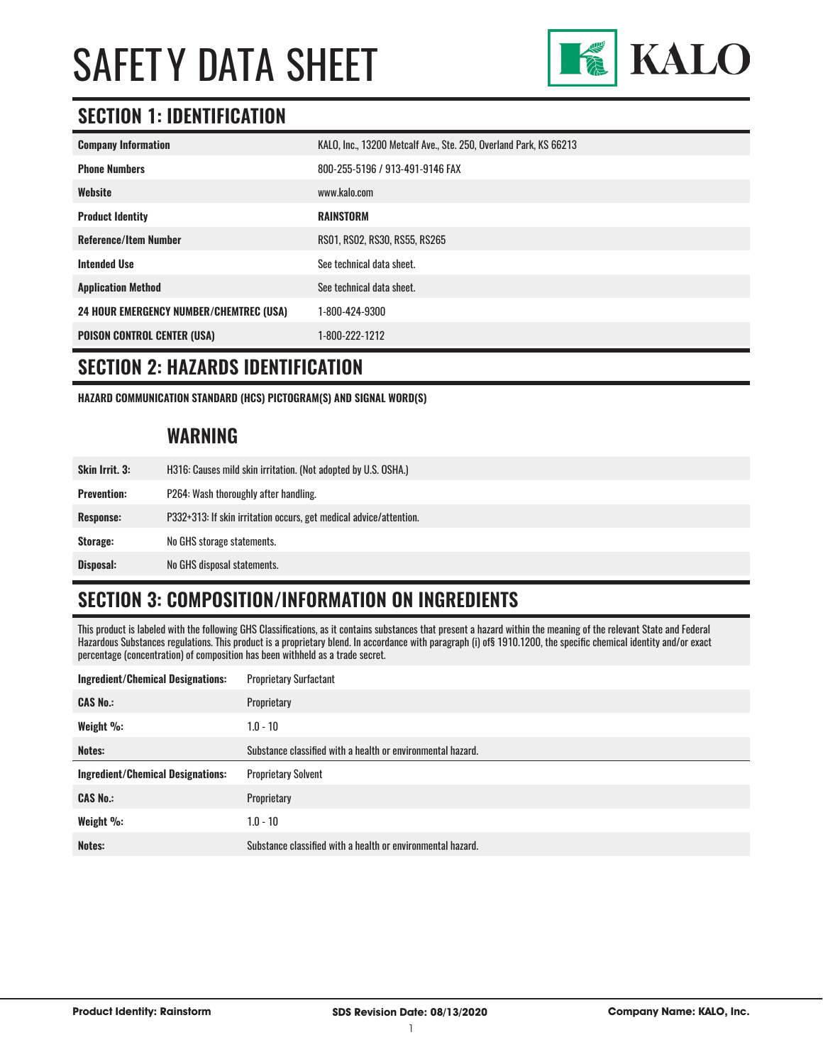# SAFETY DATA SHEET

KALO

## SECTION 1: IDENTIFICATION

| | |
|---|---|
| **Company Information** | KALO, Inc., 13200 Metcalf Ave., Ste. 250, Overland Park, KS 66213 |
| **Phone Numbers** | 800-255-5196 / 913-491-9146 FAX |
| **Website** | www.kalo.com |
| **Product Identity** | **RAINSTORM** |
| **Reference/Item Number** | RS01, RS02, RS30, RS55, RS265 |
| **Intended Use** | See technical data sheet. |
| **Application Method** | See technical data sheet. |
| **24 HOUR EMERGENCY NUMBER/CHEMTREC (USA)** | 1-800-424-9300 |
| **POISON CONTROL CENTER (USA)** | 1-800-222-1212 |

## SECTION 2: HAZARDS IDENTIFICATION

**HAZARD COMMUNICATION STANDARD (HCS) PICTOGRAM(S) AND SIGNAL WORD(S)**

### WARNING

| | |
|---|---|
| **Skin Irrit. 3:** | H316: Causes mild skin irritation. (Not adopted by U.S. OSHA.) |
| **Prevention:** | P264: Wash thoroughly after handling. |
| **Response:** | P332+313: If skin irritation occurs, get medical advice/attention. |
| **Storage:** | No GHS storage statements. |
| **Disposal:** | No GHS disposal statements. |

## SECTION 3: COMPOSITION/INFORMATION ON INGREDIENTS

This product is labeled with the following GHS Classifications, as it contains substances that present a hazard within the meaning of the relevant State and Federal Hazardous Substances regulations. This product is a proprietary blend. In accordance with paragraph (i) of§ 1910.1200, the specific chemical identity and/or exact percentage (concentration) of composition has been withheld as a trade secret.

| | |
|---|---|
| **Ingredient/Chemical Designations:** | Proprietary Surfactant |
| **CAS No.:** | Proprietary |
| **Weight %:** | 1.0 - 10 |
| **Notes:** | Substance classified with a health or environmental hazard. |
| **Ingredient/Chemical Designations:** | Proprietary Solvent |
| **CAS No.:** | Proprietary |
| **Weight %:** | 1.0 - 10 |
| **Notes:** | Substance classified with a health or environmental hazard. |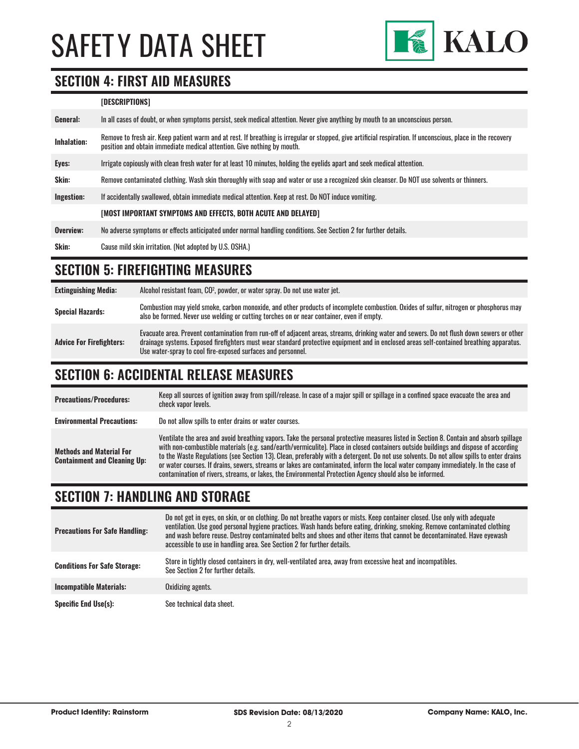## SECTION 4: FIRST AID MEASURES

| | [DESCRIPTIONS] |
|---|---|
| **General:** | In all cases of doubt, or when symptoms persist, seek medical attention. Never give anything by mouth to an unconscious person. |
| **Inhalation:** | Remove to fresh air. Keep patient warm and at rest. If breathing is irregular or stopped, give artificial respiration. If unconscious, place in the recovery position and obtain immediate medical attention. Give nothing by mouth. |
| **Eyes:** | Irrigate copiously with clean fresh water for at least 10 minutes, holding the eyelids apart and seek medical attention. |
| **Skin:** | Remove contaminated clothing. Wash skin thoroughly with soap and water or use a recognized skin cleanser. Do NOT use solvents or thinners. |
| **Ingestion:** | If accidentally swallowed, obtain immediate medical attention. Keep at rest. Do NOT induce vomiting. |
| | **[MOST IMPORTANT SYMPTOMS AND EFFECTS, BOTH ACUTE AND DELAYED]** |
| **Overview:** | No adverse symptoms or effects anticipated under normal handling conditions. See Section 2 for further details. |
| **Skin:** | Cause mild skin irritation. (Not adopted by U.S. OSHA.) |

## SECTION 5: FIREFIGHTING MEASURES

| | |
|---|---|
| **Extinguishing Media:** | Alcohol resistant foam, $CO^2$, powder, or water spray. Do not use water jet. |
| **Special Hazards:** | Combustion may yield smoke, carbon monoxide, and other products of incomplete combustion. Oxides of sulfur, nitrogen or phosphorus may also be formed. Never use welding or cutting torches on or near container, even if empty. |
| **Advice For Firefighters:** | Evacuate area. Prevent contamination from run-off of adjacent areas, streams, drinking water and sewers. Do not flush down sewers or other drainage systems. Exposed firefighters must wear standard protective equipment and in enclosed areas self-contained breathing apparatus. Use water-spray to cool fire-exposed surfaces and personnel. |

## SECTION 6: ACCIDENTAL RELEASE MEASURES

| | |
|---|---|
| **Precautions/Procedures:** | Keep all sources of ignition away from spill/release. In case of a major spill or spillage in a confined space evacuate the area and check vapor levels. |
| **Environmental Precautions:** | Do not allow spills to enter drains or water courses. |
| **Methods and Material For Containment and Cleaning Up:** | Ventilate the area and avoid breathing vapors. Take the personal protective measures listed in Section 8. Contain and absorb spillage with non-combustible materials (e.g. sand/earth/vermiculite). Place in closed containers outside buildings and dispose of according to the Waste Regulations (see Section 13). Clean, preferably with a detergent. Do not use solvents. Do not allow spills to enter drains or water courses. If drains, sewers, streams or lakes are contaminated, inform the local water company immediately. In the case of contamination of rivers, streams, or lakes, the Environmental Protection Agency should also be informed. |

## SECTION 7: HANDLING AND STORAGE

| | |
|---|---|
| **Precautions For Safe Handling:** | Do not get in eyes, on skin, or on clothing. Do not breathe vapors or mists. Keep container closed. Use only with adequate ventilation. Use good personal hygiene practices. Wash hands before eating, drinking, smoking. Remove contaminated clothing and wash before reuse. Destroy contaminated belts and shoes and other items that cannot be decontaminated. Have eyewash accessible to use in handling area. See Section 2 for further details. |
| **Conditions For Safe Storage:** | Store in tightly closed containers in dry, well-ventilated area, away from excessive heat and incompatibles. See Section 2 for further details. |
| **Incompatible Materials:** | Oxidizing agents. |
| **Specific End Use(s):** | See technical data sheet. |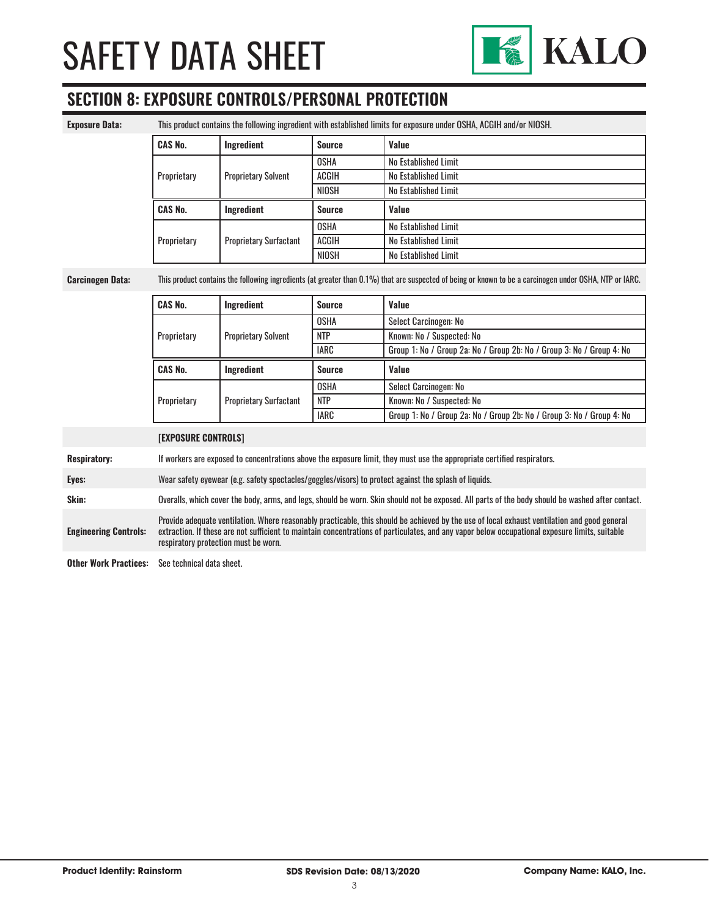## SECTION 8: EXPOSURE CONTROLS/PERSONAL PROTECTION

**Exposure Data:** This product contains the following ingredient with established limits for exposure under OSHA, ACGIH and/or NIOSH.

| CAS No. | Ingredient | Source | Value |
|---|---|---|---|
| Proprietary | Proprietary Solvent | OSHA | No Established Limit |
| | | ACGIH | No Established Limit |
| | | NIOSH | No Established Limit |

| CAS No. | Ingredient | Source | Value |
|---|---|---|---|
| Proprietary | Proprietary Surfactant | OSHA | No Established Limit |
| | | ACGIH | No Established Limit |
| | | NIOSH | No Established Limit |

**Carcinogen Data:** This product contains the following ingredients (at greater than 0.1%) that are suspected of being or known to be a carcinogen under OSHA, NTP or IARC.

| CAS No. | Ingredient | Source | Value |
|---|---|---|---|
| Proprietary | Proprietary Solvent | OSHA | Select Carcinogen: No |
| | | NTP | Known: No / Suspected: No |
| | | IARC | Group 1: No / Group 2a: No / Group 2b: No / Group 3: No / Group 4: No |

| CAS No. | Ingredient | Source | Value |
|---|---|---|---|
| Proprietary | Proprietary Surfactant | OSHA | Select Carcinogen: No |
| | | NTP | Known: No / Suspected: No |
| | | IARC | Group 1: No / Group 2a: No / Group 2b: No / Group 3: No / Group 4: No |

**[EXPOSURE CONTROLS]**

**Respiratory:** If workers are exposed to concentrations above the exposure limit, they must use the appropriate certified respirators.

**Eyes:** Wear safety eyewear (e.g. safety spectacles/goggles/visors) to protect against the splash of liquids.

**Skin:** Overalls, which cover the body, arms, and legs, should be worn. Skin should not be exposed. All parts of the body should be washed after contact.

**Engineering Controls:** Provide adequate ventilation. Where reasonably practicable, this should be achieved by the use of local exhaust ventilation and good general extraction. If these are not sufficient to maintain concentrations of particulates, and any vapor below occupational exposure limits, suitable respiratory protection must be worn.

**Other Work Practices:** See technical data sheet.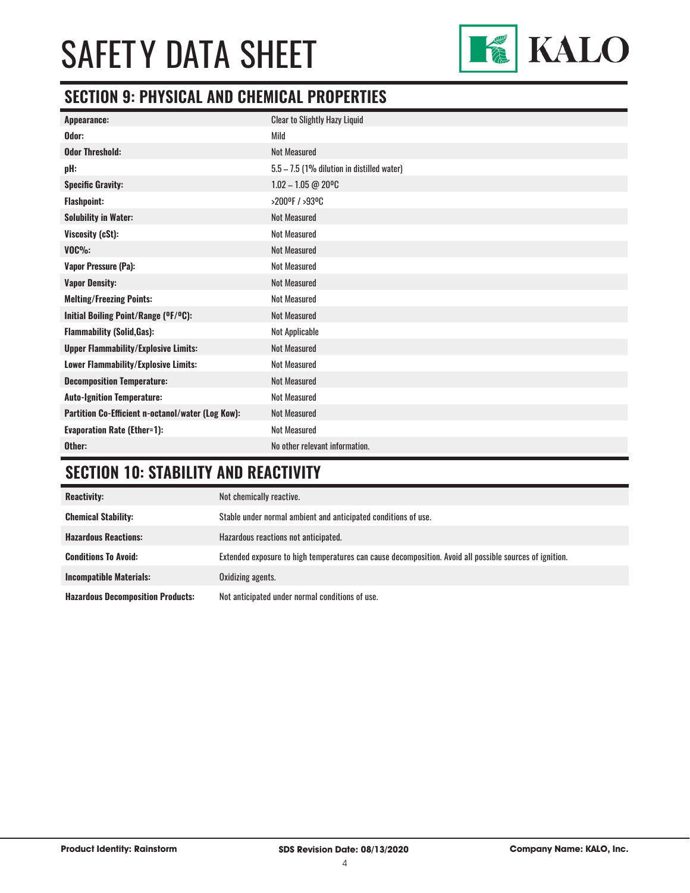# SAFETY DATA SHEET

## SECTION 9: PHYSICAL AND CHEMICAL PROPERTIES

| | |
|---|---|
| **Appearance:** | Clear to Slightly Hazy Liquid |
| **Odor:** | Mild |
| **Odor Threshold:** | Not Measured |
| **pH:** | 5.5 – 7.5 (1% dilution in distilled water) |
| **Specific Gravity:** | 1.02 – 1.05 @ 20ºC |
| **Flashpoint:** | >200ºF / >93ºC |
| **Solubility in Water:** | Not Measured |
| **Viscosity (cSt):** | Not Measured |
| **VOC%:** | Not Measured |
| **Vapor Pressure (Pa):** | Not Measured |
| **Vapor Density:** | Not Measured |
| **Melting/Freezing Points:** | Not Measured |
| **Initial Boiling Point/Range (ºF/ºC):** | Not Measured |
| **Flammability (Solid,Gas):** | Not Applicable |
| **Upper Flammability/Explosive Limits:** | Not Measured |
| **Lower Flammability/Explosive Limits:** | Not Measured |
| **Decomposition Temperature:** | Not Measured |
| **Auto-Ignition Temperature:** | Not Measured |
| **Partition Co-Efficient n-octanol/water (Log Kow):** | Not Measured |
| **Evaporation Rate (Ether=1):** | Not Measured |
| **Other:** | No other relevant information. |

## SECTION 10: STABILITY AND REACTIVITY

| | |
|---|---|
| **Reactivity:** | Not chemically reactive. |
| **Chemical Stability:** | Stable under normal ambient and anticipated conditions of use. |
| **Hazardous Reactions:** | Hazardous reactions not anticipated. |
| **Conditions To Avoid:** | Extended exposure to high temperatures can cause decomposition. Avoid all possible sources of ignition. |
| **Incompatible Materials:** | Oxidizing agents. |
| **Hazardous Decomposition Products:** | Not anticipated under normal conditions of use. |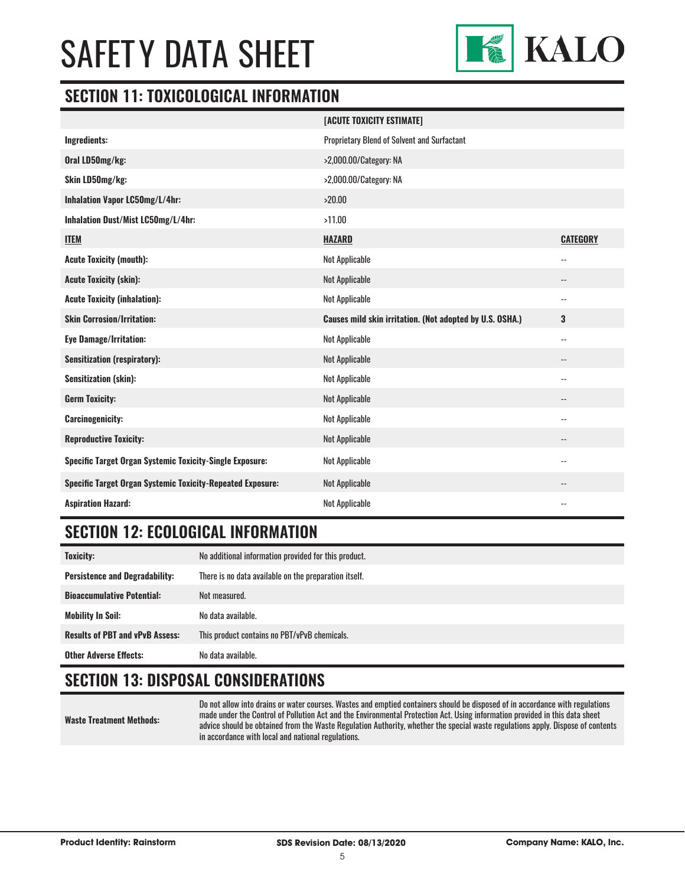# SAFETY DATA SHEET

## SECTION 11: TOXICOLOGICAL INFORMATION

| | [ACUTE TOXICITY ESTIMATE] | |
|---|---|---|
| **Ingredients:** | Proprietary Blend of Solvent and Surfactant | |
| **Oral LD50mg/kg:** | >2,000.00/Category: NA | |
| **Skin LD50mg/kg:** | >2,000.00/Category: NA | |
| **Inhalation Vapor LC50mg/L/4hr:** | >20.00 | |
| **Inhalation Dust/Mist LC50mg/L/4hr:** | >11.00 | |
| **ITEM** | **HAZARD** | **CATEGORY** |
| **Acute Toxicity (mouth):** | Not Applicable | -- |
| **Acute Toxicity (skin):** | Not Applicable | -- |
| **Acute Toxicity (inhalation):** | Not Applicable | -- |
| **Skin Corrosion/Irritation:** | **Causes mild skin irritation. (Not adopted by U.S. OSHA.)** | **3** |
| **Eye Damage/Irritation:** | Not Applicable | -- |
| **Sensitization (respiratory):** | Not Applicable | -- |
| **Sensitization (skin):** | Not Applicable | -- |
| **Germ Toxicity:** | Not Applicable | -- |
| **Carcinogenicity:** | Not Applicable | -- |
| **Reproductive Toxicity:** | Not Applicable | -- |
| **Specific Target Organ Systemic Toxicity-Single Exposure:** | Not Applicable | -- |
| **Specific Target Organ Systemic Toxicity-Repeated Exposure:** | Not Applicable | -- |
| **Aspiration Hazard:** | Not Applicable | -- |

## SECTION 12: ECOLOGICAL INFORMATION

| | |
|---|---|
| **Toxicity:** | No additional information provided for this product. |
| **Persistence and Degradability:** | There is no data available on the preparation itself. |
| **Bioaccumulative Potential:** | Not measured. |
| **Mobility In Soil:** | No data available. |
| **Results of PBT and vPvB Assess:** | This product contains no PBT/vPvB chemicals. |
| **Other Adverse Effects:** | No data available. |

## SECTION 13: DISPOSAL CONSIDERATIONS

| | |
|---|---|
| **Waste Treatment Methods:** | Do not allow into drains or water courses. Wastes and emptied containers should be disposed of in accordance with regulations made under the Control of Pollution Act and the Environmental Protection Act. Using information provided in this data sheet advice should be obtained from the Waste Regulation Authority, whether the special waste regulations apply. Dispose of contents in accordance with local and national regulations. |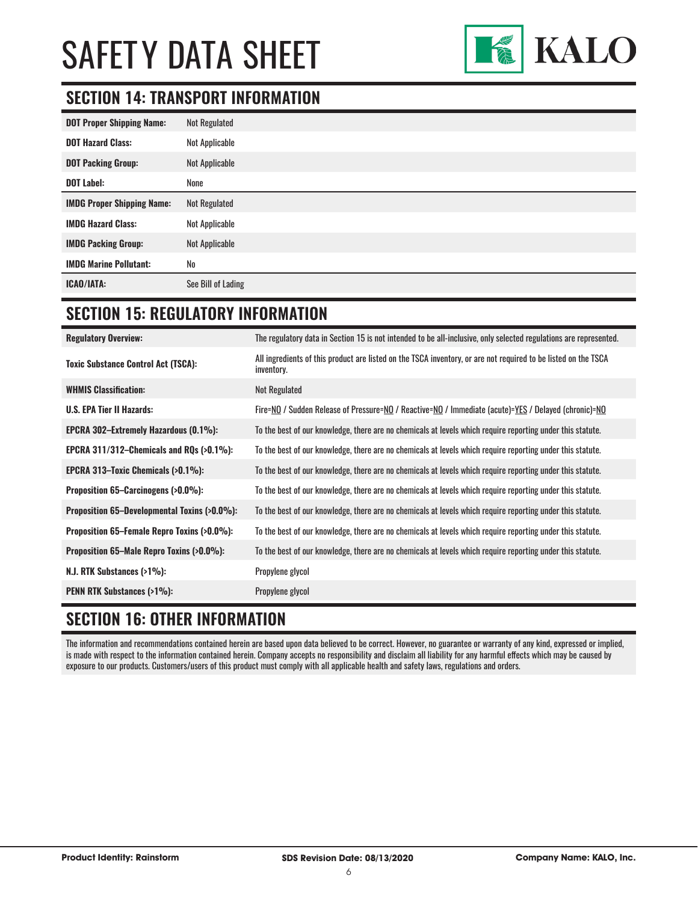# SAFETY DATA SHEET

## SECTION 14: TRANSPORT INFORMATION

| | |
|---|---|
| **DOT Proper Shipping Name:** | Not Regulated |
| **DOT Hazard Class:** | Not Applicable |
| **DOT Packing Group:** | Not Applicable |
| **DOT Label:** | None |
| **IMDG Proper Shipping Name:** | Not Regulated |
| **IMDG Hazard Class:** | Not Applicable |
| **IMDG Packing Group:** | Not Applicable |
| **IMDG Marine Pollutant:** | No |
| **ICAO/IATA:** | See Bill of Lading |

## SECTION 15: REGULATORY INFORMATION

| | |
|---|---|
| **Regulatory Overview:** | The regulatory data in Section 15 is not intended to be all-inclusive, only selected regulations are represented. |
| **Toxic Substance Control Act (TSCA):** | All ingredients of this product are listed on the TSCA inventory, or are not required to be listed on the TSCA inventory. |
| **WHMIS Classification:** | Not Regulated |
| **U.S. EPA Tier II Hazards:** | Fire=NO / Sudden Release of Pressure=NO / Reactive=NO / Immediate (acute)=YES / Delayed (chronic)=NO |
| **EPCRA 302–Extremely Hazardous (0.1%):** | To the best of our knowledge, there are no chemicals at levels which require reporting under this statute. |
| **EPCRA 311/312–Chemicals and RQs (>0.1%):** | To the best of our knowledge, there are no chemicals at levels which require reporting under this statute. |
| **EPCRA 313–Toxic Chemicals (>0.1%):** | To the best of our knowledge, there are no chemicals at levels which require reporting under this statute. |
| **Proposition 65–Carcinogens (>0.0%):** | To the best of our knowledge, there are no chemicals at levels which require reporting under this statute. |
| **Proposition 65–Developmental Toxins (>0.0%):** | To the best of our knowledge, there are no chemicals at levels which require reporting under this statute. |
| **Proposition 65–Female Repro Toxins (>0.0%):** | To the best of our knowledge, there are no chemicals at levels which require reporting under this statute. |
| **Proposition 65–Male Repro Toxins (>0.0%):** | To the best of our knowledge, there are no chemicals at levels which require reporting under this statute. |
| **N.J. RTK Substances (>1%):** | Propylene glycol |
| **PENN RTK Substances (>1%):** | Propylene glycol |

## SECTION 16: OTHER INFORMATION

The information and recommendations contained herein are based upon data believed to be correct. However, no guarantee or warranty of any kind, expressed or implied, is made with respect to the information contained herein. Company accepts no responsibility and disclaim all liability for any harmful effects which may be caused by exposure to our products. Customers/users of this product must comply with all applicable health and safety laws, regulations and orders.